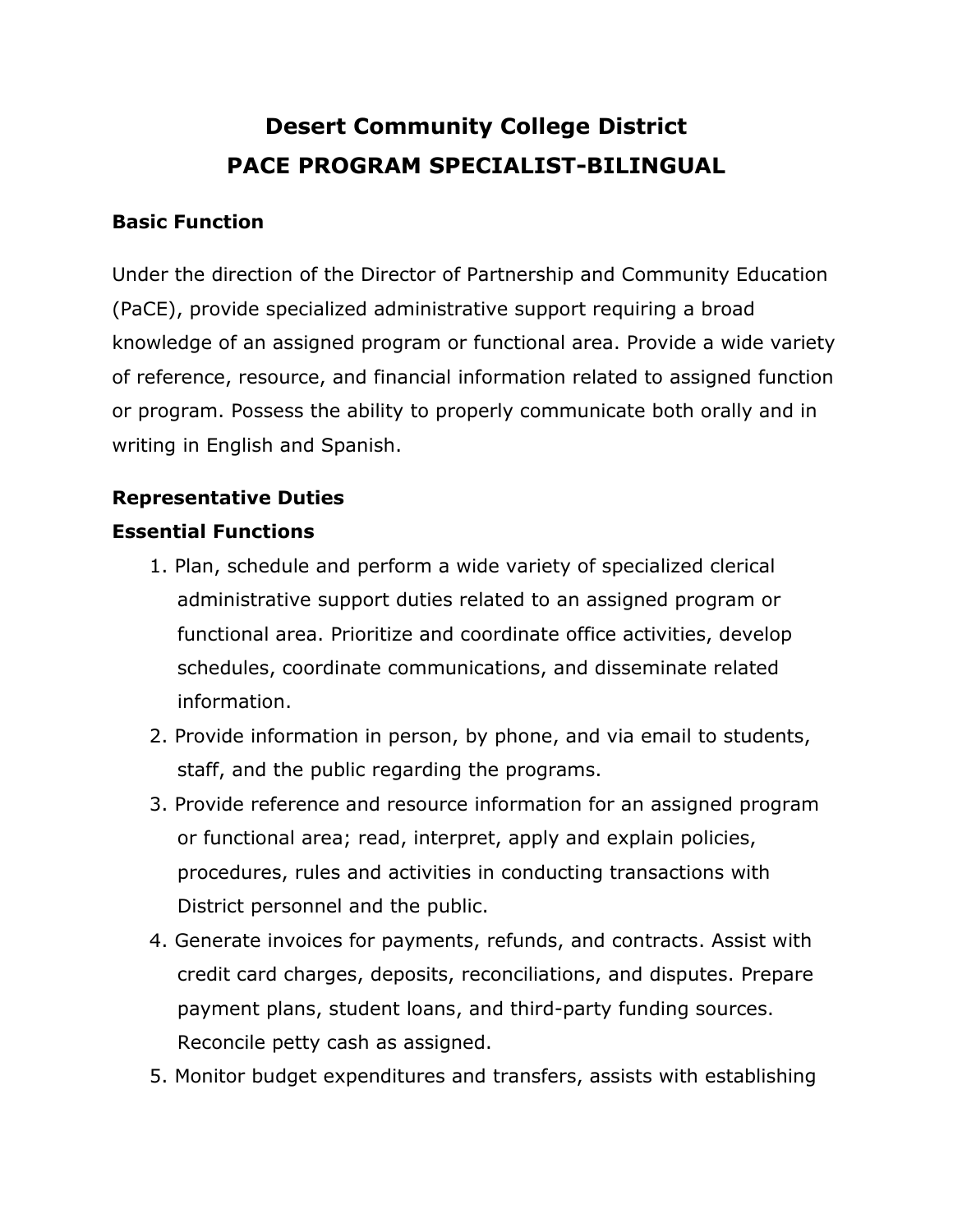# Desert Community College District
# PACE PROGRAM SPECIALIST-BILINGUAL

### Basic Function

Under the direction of the Director of Partnership and Community Education (PaCE), provide specialized administrative support requiring a broad knowledge of an assigned program or functional area. Provide a wide variety of reference, resource, and financial information related to assigned function or program. Possess the ability to properly communicate both orally and in writing in English and Spanish.

### Representative Duties

### Essential Functions

1. Plan, schedule and perform a wide variety of specialized clerical administrative support duties related to an assigned program or functional area. Prioritize and coordinate office activities, develop schedules, coordinate communications, and disseminate related information.
2. Provide information in person, by phone, and via email to students, staff, and the public regarding the programs.
3. Provide reference and resource information for an assigned program or functional area; read, interpret, apply and explain policies, procedures, rules and activities in conducting transactions with District personnel and the public.
4. Generate invoices for payments, refunds, and contracts. Assist with credit card charges, deposits, reconciliations, and disputes. Prepare payment plans, student loans, and third-party funding sources. Reconcile petty cash as assigned.
5. Monitor budget expenditures and transfers, assists with establishing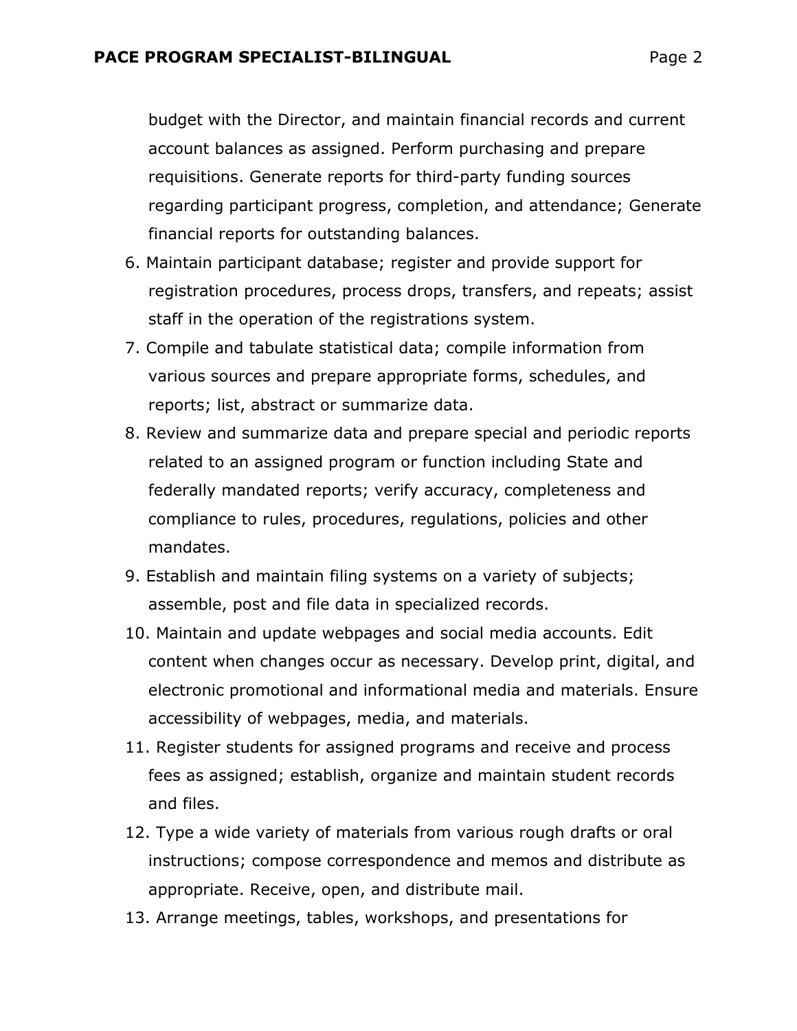budget with the Director, and maintain financial records and current account balances as assigned. Perform purchasing and prepare requisitions. Generate reports for third-party funding sources regarding participant progress, completion, and attendance; Generate financial reports for outstanding balances.

6. Maintain participant database; register and provide support for registration procedures, process drops, transfers, and repeats; assist staff in the operation of the registrations system.
7. Compile and tabulate statistical data; compile information from various sources and prepare appropriate forms, schedules, and reports; list, abstract or summarize data.
8. Review and summarize data and prepare special and periodic reports related to an assigned program or function including State and federally mandated reports; verify accuracy, completeness and compliance to rules, procedures, regulations, policies and other mandates.
9. Establish and maintain filing systems on a variety of subjects; assemble, post and file data in specialized records.
10. Maintain and update webpages and social media accounts. Edit content when changes occur as necessary. Develop print, digital, and electronic promotional and informational media and materials. Ensure accessibility of webpages, media, and materials.
11. Register students for assigned programs and receive and process fees as assigned; establish, organize and maintain student records and files.
12. Type a wide variety of materials from various rough drafts or oral instructions; compose correspondence and memos and distribute as appropriate. Receive, open, and distribute mail.
13. Arrange meetings, tables, workshops, and presentations for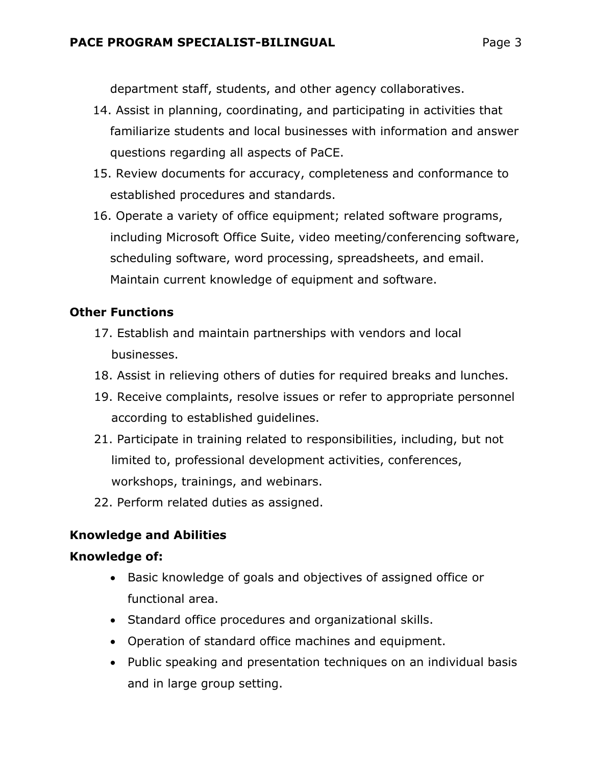department staff, students, and other agency collaboratives.

14. Assist in planning, coordinating, and participating in activities that familiarize students and local businesses with information and answer questions regarding all aspects of PaCE.
15. Review documents for accuracy, completeness and conformance to established procedures and standards.
16. Operate a variety of office equipment; related software programs, including Microsoft Office Suite, video meeting/conferencing software, scheduling software, word processing, spreadsheets, and email. Maintain current knowledge of equipment and software.

**Other Functions**

17. Establish and maintain partnerships with vendors and local businesses.
18. Assist in relieving others of duties for required breaks and lunches.
19. Receive complaints, resolve issues or refer to appropriate personnel according to established guidelines.
21. Participate in training related to responsibilities, including, but not limited to, professional development activities, conferences, workshops, trainings, and webinars.
22. Perform related duties as assigned.

**Knowledge and Abilities**

**Knowledge of:**

- Basic knowledge of goals and objectives of assigned office or functional area.
- Standard office procedures and organizational skills.
- Operation of standard office machines and equipment.
- Public speaking and presentation techniques on an individual basis and in large group setting.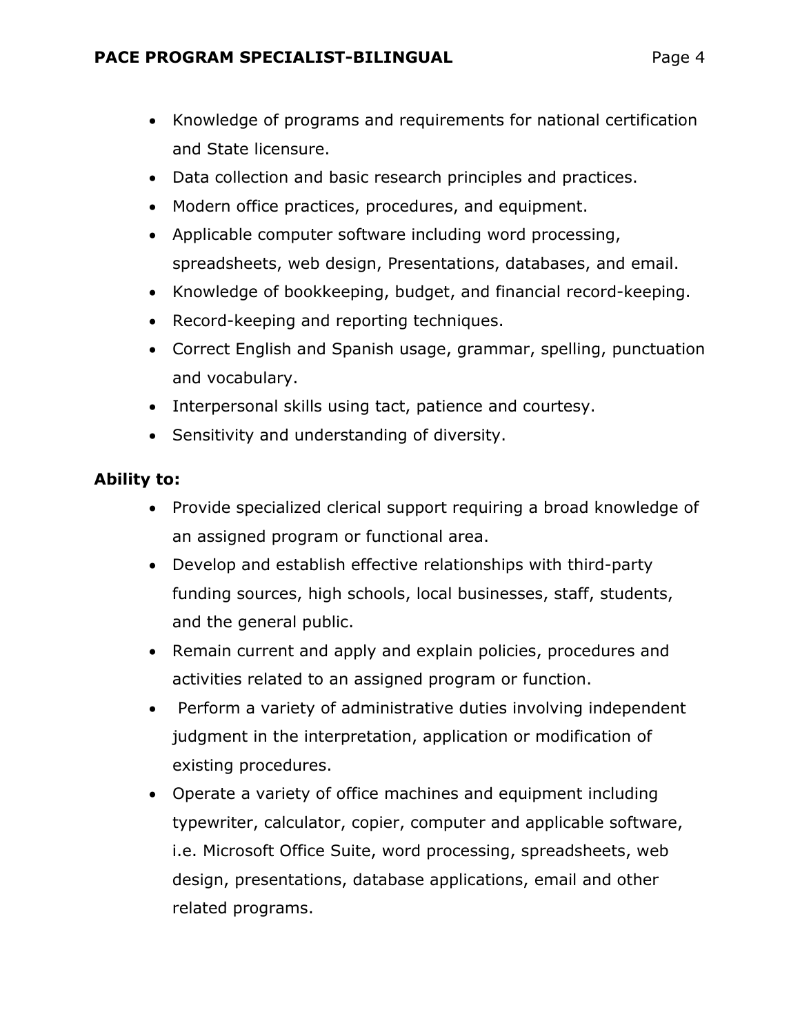- Knowledge of programs and requirements for national certification and State licensure.
- Data collection and basic research principles and practices.
- Modern office practices, procedures, and equipment.
- Applicable computer software including word processing, spreadsheets, web design, Presentations, databases, and email.
- Knowledge of bookkeeping, budget, and financial record-keeping.
- Record-keeping and reporting techniques.
- Correct English and Spanish usage, grammar, spelling, punctuation and vocabulary.
- Interpersonal skills using tact, patience and courtesy.
- Sensitivity and understanding of diversity.

**Ability to:**

- Provide specialized clerical support requiring a broad knowledge of an assigned program or functional area.
- Develop and establish effective relationships with third-party funding sources, high schools, local businesses, staff, students, and the general public.
- Remain current and apply and explain policies, procedures and activities related to an assigned program or function.
- Perform a variety of administrative duties involving independent judgment in the interpretation, application or modification of existing procedures.
- Operate a variety of office machines and equipment including typewriter, calculator, copier, computer and applicable software, i.e. Microsoft Office Suite, word processing, spreadsheets, web design, presentations, database applications, email and other related programs.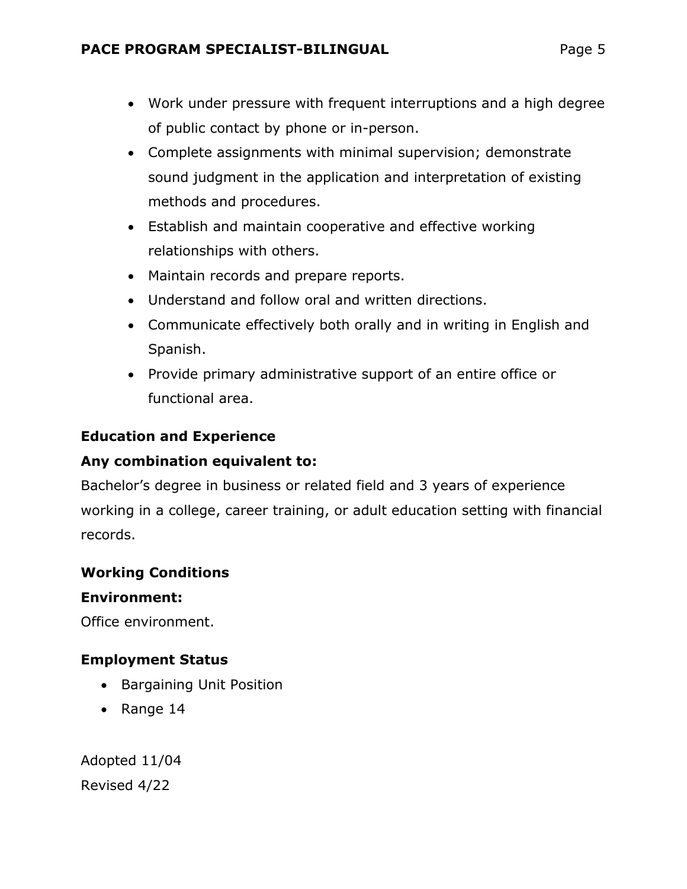- Work under pressure with frequent interruptions and a high degree of public contact by phone or in-person.
- Complete assignments with minimal supervision; demonstrate sound judgment in the application and interpretation of existing methods and procedures.
- Establish and maintain cooperative and effective working relationships with others.
- Maintain records and prepare reports.
- Understand and follow oral and written directions.
- Communicate effectively both orally and in writing in English and Spanish.
- Provide primary administrative support of an entire office or functional area.

## Education and Experience

**Any combination equivalent to:**

Bachelor's degree in business or related field and 3 years of experience working in a college, career training, or adult education setting with financial records.

## Working Conditions

**Environment:**

Office environment.

## Employment Status

- Bargaining Unit Position
- Range 14

Adopted 11/04
Revised 4/22